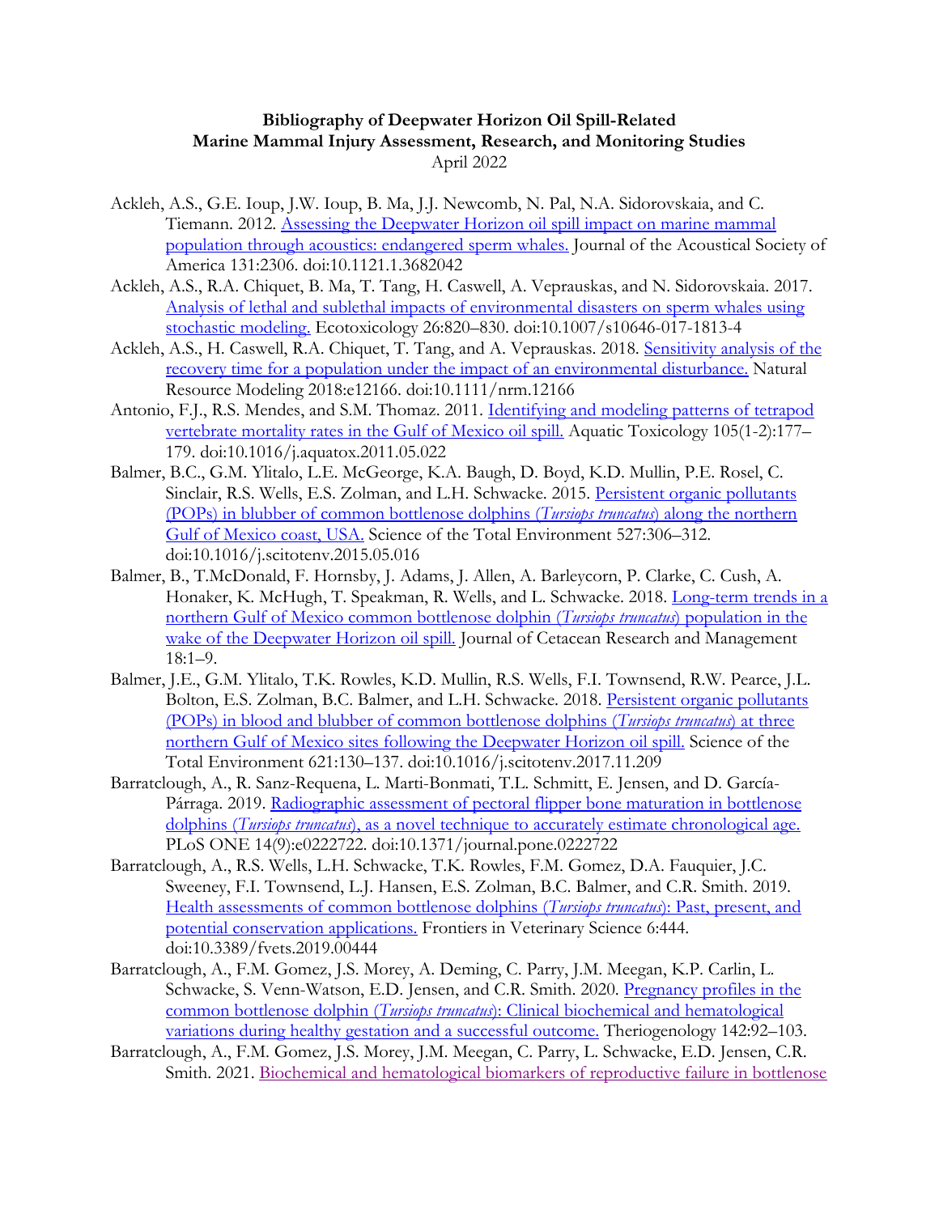**Bibliography of Deepwater Horizon Oil Spill-Related Marine Mammal Injury Assessment, Research, and Monitoring Studies**

April 2022

Ackleh, A.S., G.E. Ioup, J.W. Ioup, B. Ma, J.J. Newcomb, N. Pal, N.A. Sidorovskaia, and C. Tiemann. 2012. Assessing the Deepwater Horizon oil spill impact on marine mammal population through acoustics: endangered sperm whales. Journal of the Acoustical Society of America 131:2306. doi:10.1121.1.3682042

Ackleh, A.S., R.A. Chiquet, B. Ma, T. Tang, H. Caswell, A. Veprauskas, and N. Sidorovskaia. 2017. Analysis of lethal and sublethal impacts of environmental disasters on sperm whales using stochastic modeling. Ecotoxicology 26:820–830. doi:10.1007/s10646-017-1813-4

Ackleh, A.S., H. Caswell, R.A. Chiquet, T. Tang, and A. Veprauskas. 2018. Sensitivity analysis of the recovery time for a population under the impact of an environmental disturbance. Natural Resource Modeling 2018:e12166. doi:10.1111/nrm.12166

Antonio, F.J., R.S. Mendes, and S.M. Thomaz. 2011. Identifying and modeling patterns of tetrapod vertebrate mortality rates in the Gulf of Mexico oil spill. Aquatic Toxicology 105(1-2):177–179. doi:10.1016/j.aquatox.2011.05.022

Balmer, B.C., G.M. Ylitalo, L.E. McGeorge, K.A. Baugh, D. Boyd, K.D. Mullin, P.E. Rosel, C. Sinclair, R.S. Wells, E.S. Zolman, and L.H. Schwacke. 2015. Persistent organic pollutants (POPs) in blubber of common bottlenose dolphins (*Tursiops truncatus*) along the northern Gulf of Mexico coast, USA. Science of the Total Environment 527:306–312. doi:10.1016/j.scitotenv.2015.05.016

Balmer, B., T.McDonald, F. Hornsby, J. Adams, J. Allen, A. Barleycorn, P. Clarke, C. Cush, A. Honaker, K. McHugh, T. Speakman, R. Wells, and L. Schwacke. 2018. Long-term trends in a northern Gulf of Mexico common bottlenose dolphin (*Tursiops truncatus*) population in the wake of the Deepwater Horizon oil spill. Journal of Cetacean Research and Management 18:1–9.

Balmer, J.E., G.M. Ylitalo, T.K. Rowles, K.D. Mullin, R.S. Wells, F.I. Townsend, R.W. Pearce, J.L. Bolton, E.S. Zolman, B.C. Balmer, and L.H. Schwacke. 2018. Persistent organic pollutants (POPs) in blood and blubber of common bottlenose dolphins (*Tursiops truncatus*) at three northern Gulf of Mexico sites following the Deepwater Horizon oil spill. Science of the Total Environment 621:130–137. doi:10.1016/j.scitotenv.2017.11.209

Barratclough, A., R. Sanz-Requena, L. Marti-Bonmati, T.L. Schmitt, E. Jensen, and D. García-Párraga. 2019. Radiographic assessment of pectoral flipper bone maturation in bottlenose dolphins (*Tursiops truncatus*), as a novel technique to accurately estimate chronological age. PLoS ONE 14(9):e0222722. doi:10.1371/journal.pone.0222722

Barratclough, A., R.S. Wells, L.H. Schwacke, T.K. Rowles, F.M. Gomez, D.A. Fauquier, J.C. Sweeney, F.I. Townsend, L.J. Hansen, E.S. Zolman, B.C. Balmer, and C.R. Smith. 2019. Health assessments of common bottlenose dolphins (*Tursiops truncatus*): Past, present, and potential conservation applications. Frontiers in Veterinary Science 6:444. doi:10.3389/fvets.2019.00444

Barratclough, A., F.M. Gomez, J.S. Morey, A. Deming, C. Parry, J.M. Meegan, K.P. Carlin, L. Schwacke, S. Venn-Watson, E.D. Jensen, and C.R. Smith. 2020. Pregnancy profiles in the common bottlenose dolphin (*Tursiops truncatus*): Clinical biochemical and hematological variations during healthy gestation and a successful outcome. Theriogenology 142:92–103.

Barratclough, A., F.M. Gomez, J.S. Morey, J.M. Meegan, C. Parry, L. Schwacke, E.D. Jensen, C.R. Smith. 2021. Biochemical and hematological biomarkers of reproductive failure in bottlenose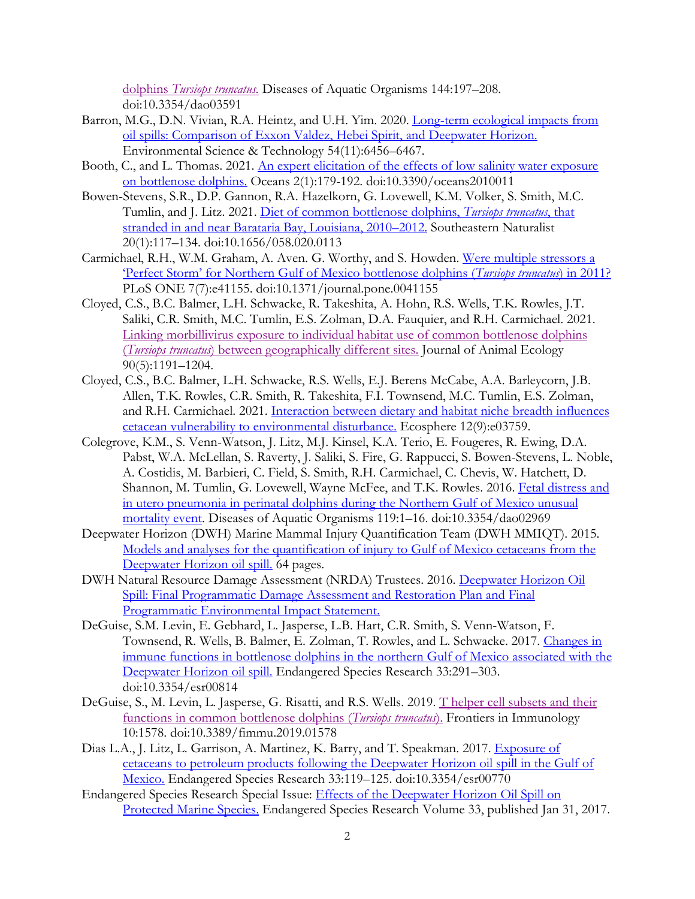dolphins *Tursiops truncatus*. Diseases of Aquatic Organisms 144:197–208. doi:10.3354/dao03591

Barron, M.G., D.N. Vivian, R.A. Heintz, and U.H. Yim. 2020. Long-term ecological impacts from oil spills: Comparison of Exxon Valdez, Hebei Spirit, and Deepwater Horizon. Environmental Science & Technology 54(11):6456–6467.

Booth, C., and L. Thomas. 2021. An expert elicitation of the effects of low salinity water exposure on bottlenose dolphins. Oceans 2(1):179-192. doi:10.3390/oceans2010011

Bowen-Stevens, S.R., D.P. Gannon, R.A. Hazelkorn, G. Lovewell, K.M. Volker, S. Smith, M.C. Tumlin, and J. Litz. 2021. Diet of common bottlenose dolphins, *Tursiops truncatus*, that stranded in and near Barataria Bay, Louisiana, 2010–2012. Southeastern Naturalist 20(1):117–134. doi:10.1656/058.020.0113

Carmichael, R.H., W.M. Graham, A. Aven. G. Worthy, and S. Howden. Were multiple stressors a 'Perfect Storm' for Northern Gulf of Mexico bottlenose dolphins (*Tursiops truncatus*) in 2011? PLoS ONE 7(7):e41155. doi:10.1371/journal.pone.0041155

Cloyed, C.S., B.C. Balmer, L.H. Schwacke, R. Takeshita, A. Hohn, R.S. Wells, T.K. Rowles, J.T. Saliki, C.R. Smith, M.C. Tumlin, E.S. Zolman, D.A. Fauquier, and R.H. Carmichael. 2021. Linking morbillivirus exposure to individual habitat use of common bottlenose dolphins (*Tursiops truncatus*) between geographically different sites. Journal of Animal Ecology 90(5):1191–1204.

Cloyed, C.S., B.C. Balmer, L.H. Schwacke, R.S. Wells, E.J. Berens McCabe, A.A. Barleycorn, J.B. Allen, T.K. Rowles, C.R. Smith, R. Takeshita, F.I. Townsend, M.C. Tumlin, E.S. Zolman, and R.H. Carmichael. 2021. Interaction between dietary and habitat niche breadth influences cetacean vulnerability to environmental disturbance. Ecosphere 12(9):e03759.

Colegrove, K.M., S. Venn-Watson, J. Litz, M.J. Kinsel, K.A. Terio, E. Fougeres, R. Ewing, D.A. Pabst, W.A. McLellan, S. Raverty, J. Saliki, S. Fire, G. Rappucci, S. Bowen-Stevens, L. Noble, A. Costidis, M. Barbieri, C. Field, S. Smith, R.H. Carmichael, C. Chevis, W. Hatchett, D. Shannon, M. Tumlin, G. Lovewell, Wayne McFee, and T.K. Rowles. 2016. Fetal distress and in utero pneumonia in perinatal dolphins during the Northern Gulf of Mexico unusual mortality event. Diseases of Aquatic Organisms 119:1–16. doi:10.3354/dao02969

Deepwater Horizon (DWH) Marine Mammal Injury Quantification Team (DWH MMIQT). 2015. Models and analyses for the quantification of injury to Gulf of Mexico cetaceans from the Deepwater Horizon oil spill. 64 pages.

DWH Natural Resource Damage Assessment (NRDA) Trustees. 2016. Deepwater Horizon Oil Spill: Final Programmatic Damage Assessment and Restoration Plan and Final Programmatic Environmental Impact Statement.

DeGuise, S.M. Levin, E. Gebhard, L. Jasperse, L.B. Hart, C.R. Smith, S. Venn-Watson, F. Townsend, R. Wells, B. Balmer, E. Zolman, T. Rowles, and L. Schwacke. 2017. Changes in immune functions in bottlenose dolphins in the northern Gulf of Mexico associated with the Deepwater Horizon oil spill. Endangered Species Research 33:291–303. doi:10.3354/esr00814

DeGuise, S., M. Levin, L. Jasperse, G. Risatti, and R.S. Wells. 2019. T helper cell subsets and their functions in common bottlenose dolphins (*Tursiops truncatus*). Frontiers in Immunology 10:1578. doi:10.3389/fimmu.2019.01578

Dias L.A., J. Litz, L. Garrison, A. Martinez, K. Barry, and T. Speakman. 2017. Exposure of cetaceans to petroleum products following the Deepwater Horizon oil spill in the Gulf of Mexico. Endangered Species Research 33:119–125. doi:10.3354/esr00770

Endangered Species Research Special Issue: Effects of the Deepwater Horizon Oil Spill on Protected Marine Species. Endangered Species Research Volume 33, published Jan 31, 2017.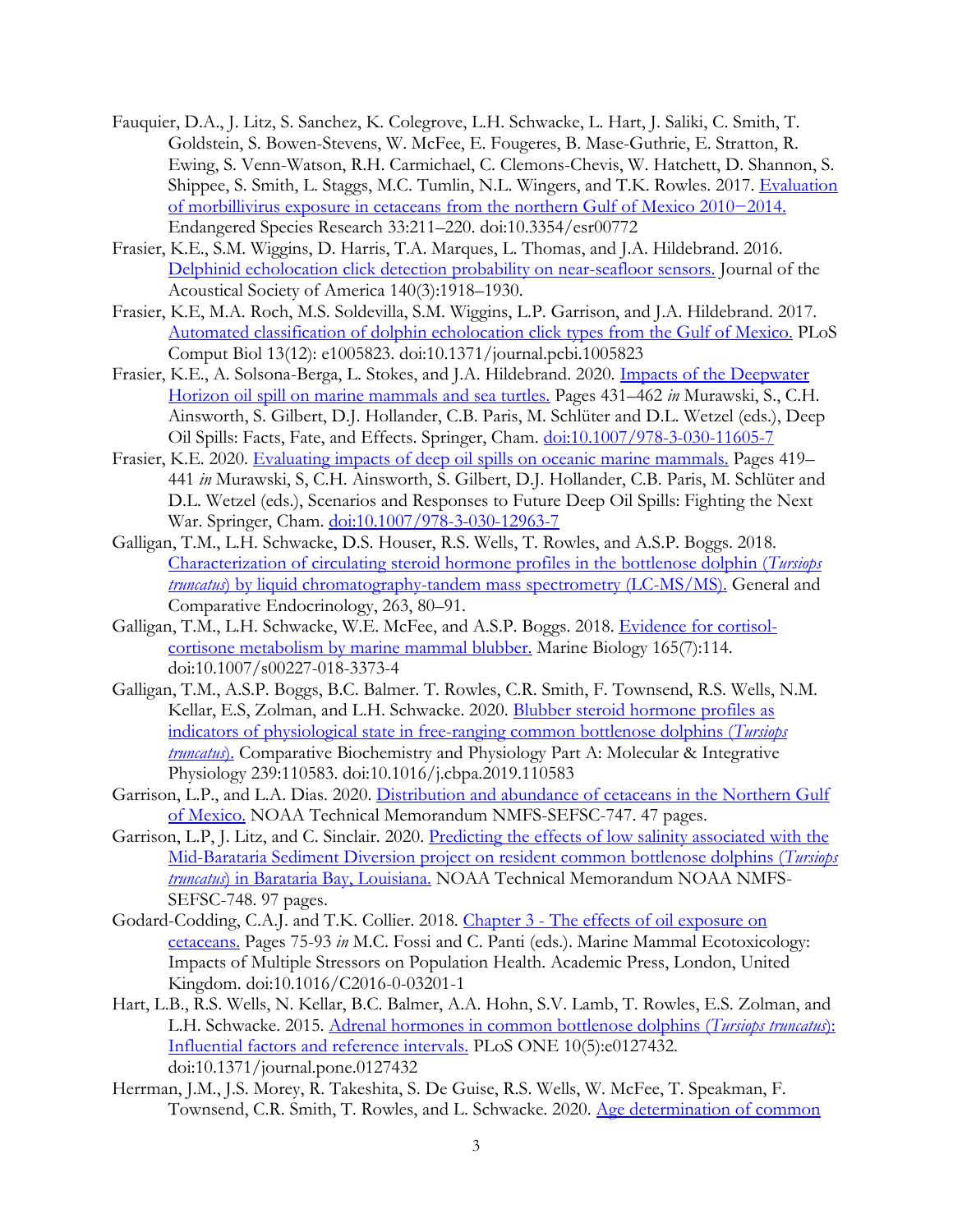Fauquier, D.A., J. Litz, S. Sanchez, K. Colegrove, L.H. Schwacke, L. Hart, J. Saliki, C. Smith, T. Goldstein, S. Bowen-Stevens, W. McFee, E. Fougeres, B. Mase-Guthrie, E. Stratton, R. Ewing, S. Venn-Watson, R.H. Carmichael, C. Clemons-Chevis, W. Hatchett, D. Shannon, S. Shippee, S. Smith, L. Staggs, M.C. Tumlin, N.L. Wingers, and T.K. Rowles. 2017. Evaluation of morbillivirus exposure in cetaceans from the northern Gulf of Mexico 2010−2014. Endangered Species Research 33:211–220. doi:10.3354/esr00772

Frasier, K.E., S.M. Wiggins, D. Harris, T.A. Marques, L. Thomas, and J.A. Hildebrand. 2016. Delphinid echolocation click detection probability on near-seafloor sensors. Journal of the Acoustical Society of America 140(3):1918–1930.

Frasier, K.E, M.A. Roch, M.S. Soldevilla, S.M. Wiggins, L.P. Garrison, and J.A. Hildebrand. 2017. Automated classification of dolphin echolocation click types from the Gulf of Mexico. PLoS Comput Biol 13(12): e1005823. doi:10.1371/journal.pcbi.1005823

Frasier, K.E., A. Solsona-Berga, L. Stokes, and J.A. Hildebrand. 2020. Impacts of the Deepwater Horizon oil spill on marine mammals and sea turtles. Pages 431–462 *in* Murawski, S., C.H. Ainsworth, S. Gilbert, D.J. Hollander, C.B. Paris, M. Schlüter and D.L. Wetzel (eds.), Deep Oil Spills: Facts, Fate, and Effects. Springer, Cham. doi:10.1007/978-3-030-11605-7

Frasier, K.E. 2020. Evaluating impacts of deep oil spills on oceanic marine mammals. Pages 419–441 *in* Murawski, S, C.H. Ainsworth, S. Gilbert, D.J. Hollander, C.B. Paris, M. Schlüter and D.L. Wetzel (eds.), Scenarios and Responses to Future Deep Oil Spills: Fighting the Next War. Springer, Cham. doi:10.1007/978-3-030-12963-7

Galligan, T.M., L.H. Schwacke, D.S. Houser, R.S. Wells, T. Rowles, and A.S.P. Boggs. 2018. Characterization of circulating steroid hormone profiles in the bottlenose dolphin (*Tursiops truncatus*) by liquid chromatography-tandem mass spectrometry (LC-MS/MS). General and Comparative Endocrinology, 263, 80–91.

Galligan, T.M., L.H. Schwacke, W.E. McFee, and A.S.P. Boggs. 2018. Evidence for cortisol-cortisone metabolism by marine mammal blubber. Marine Biology 165(7):114. doi:10.1007/s00227-018-3373-4

Galligan, T.M., A.S.P. Boggs, B.C. Balmer. T. Rowles, C.R. Smith, F. Townsend, R.S. Wells, N.M. Kellar, E.S, Zolman, and L.H. Schwacke. 2020. Blubber steroid hormone profiles as indicators of physiological state in free-ranging common bottlenose dolphins (*Tursiops truncatus*). Comparative Biochemistry and Physiology Part A: Molecular & Integrative Physiology 239:110583. doi:10.1016/j.cbpa.2019.110583

Garrison, L.P., and L.A. Dias. 2020. Distribution and abundance of cetaceans in the Northern Gulf of Mexico. NOAA Technical Memorandum NMFS-SEFSC-747. 47 pages.

Garrison, L.P, J. Litz, and C. Sinclair. 2020. Predicting the effects of low salinity associated with the Mid-Barataria Sediment Diversion project on resident common bottlenose dolphins (*Tursiops truncatus*) in Barataria Bay, Louisiana. NOAA Technical Memorandum NOAA NMFS-SEFSC-748. 97 pages.

Godard-Codding, C.A.J. and T.K. Collier. 2018. Chapter 3 - The effects of oil exposure on cetaceans. Pages 75-93 *in* M.C. Fossi and C. Panti (eds.). Marine Mammal Ecotoxicology: Impacts of Multiple Stressors on Population Health. Academic Press, London, United Kingdom. doi:10.1016/C2016-0-03201-1

Hart, L.B., R.S. Wells, N. Kellar, B.C. Balmer, A.A. Hohn, S.V. Lamb, T. Rowles, E.S. Zolman, and L.H. Schwacke. 2015. Adrenal hormones in common bottlenose dolphins (*Tursiops truncatus*): Influential factors and reference intervals. PLoS ONE 10(5):e0127432. doi:10.1371/journal.pone.0127432

Herrman, J.M., J.S. Morey, R. Takeshita, S. De Guise, R.S. Wells, W. McFee, T. Speakman, F. Townsend, C.R. Smith, T. Rowles, and L. Schwacke. 2020. Age determination of common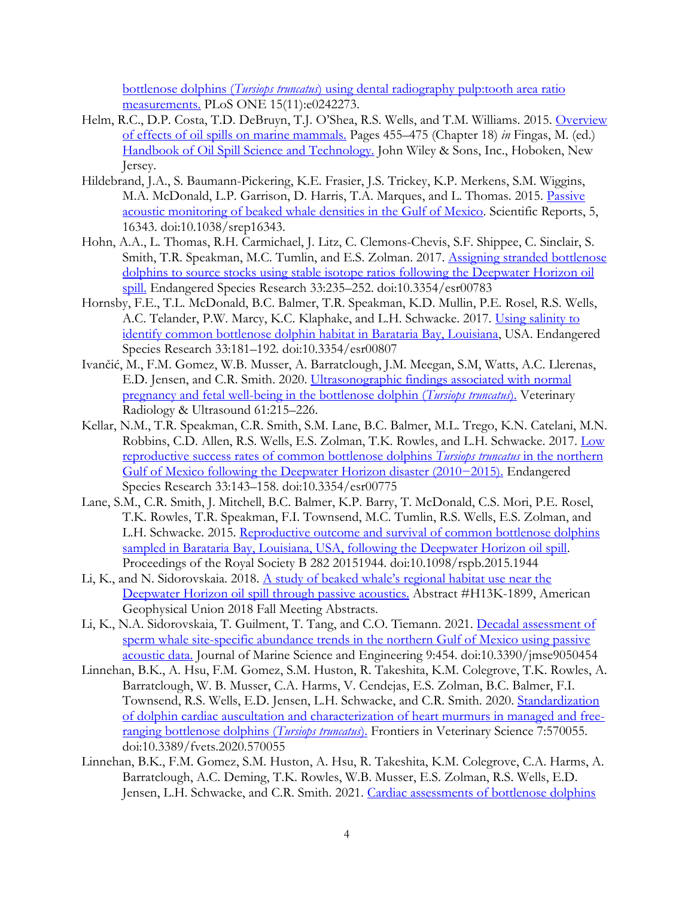bottlenose dolphins (*Tursiops truncatus*) using dental radiography pulp:tooth area ratio measurements. PLoS ONE 15(11):e0242273.

Helm, R.C., D.P. Costa, T.D. DeBruyn, T.J. O'Shea, R.S. Wells, and T.M. Williams. 2015. Overview of effects of oil spills on marine mammals. Pages 455–475 (Chapter 18) *in* Fingas, M. (ed.) Handbook of Oil Spill Science and Technology. John Wiley & Sons, Inc., Hoboken, New Jersey.

Hildebrand, J.A., S. Baumann-Pickering, K.E. Frasier, J.S. Trickey, K.P. Merkens, S.M. Wiggins, M.A. McDonald, L.P. Garrison, D. Harris, T.A. Marques, and L. Thomas. 2015. Passive acoustic monitoring of beaked whale densities in the Gulf of Mexico. Scientific Reports, 5, 16343. doi:10.1038/srep16343.

Hohn, A.A., L. Thomas, R.H. Carmichael, J. Litz, C. Clemons-Chevis, S.F. Shippee, C. Sinclair, S. Smith, T.R. Speakman, M.C. Tumlin, and E.S. Zolman. 2017. Assigning stranded bottlenose dolphins to source stocks using stable isotope ratios following the Deepwater Horizon oil spill. Endangered Species Research 33:235–252. doi:10.3354/esr00783

Hornsby, F.E., T.L. McDonald, B.C. Balmer, T.R. Speakman, K.D. Mullin, P.E. Rosel, R.S. Wells, A.C. Telander, P.W. Marcy, K.C. Klaphake, and L.H. Schwacke. 2017. Using salinity to identify common bottlenose dolphin habitat in Barataria Bay, Louisiana, USA. Endangered Species Research 33:181–192. doi:10.3354/esr00807

Ivančić, M., F.M. Gomez, W.B. Musser, A. Barratclough, J.M. Meegan, S.M, Watts, A.C. Llerenas, E.D. Jensen, and C.R. Smith. 2020. Ultrasonographic findings associated with normal pregnancy and fetal well-being in the bottlenose dolphin (*Tursiops truncatus*). Veterinary Radiology & Ultrasound 61:215–226.

Kellar, N.M., T.R. Speakman, C.R. Smith, S.M. Lane, B.C. Balmer, M.L. Trego, K.N. Catelani, M.N. Robbins, C.D. Allen, R.S. Wells, E.S. Zolman, T.K. Rowles, and L.H. Schwacke. 2017. Low reproductive success rates of common bottlenose dolphins *Tursiops truncatus* in the northern Gulf of Mexico following the Deepwater Horizon disaster (2010−2015). Endangered Species Research 33:143–158. doi:10.3354/esr00775

Lane, S.M., C.R. Smith, J. Mitchell, B.C. Balmer, K.P. Barry, T. McDonald, C.S. Mori, P.E. Rosel, T.K. Rowles, T.R. Speakman, F.I. Townsend, M.C. Tumlin, R.S. Wells, E.S. Zolman, and L.H. Schwacke. 2015. Reproductive outcome and survival of common bottlenose dolphins sampled in Barataria Bay, Louisiana, USA, following the Deepwater Horizon oil spill. Proceedings of the Royal Society B 282 20151944. doi:10.1098/rspb.2015.1944

Li, K., and N. Sidorovskaia. 2018. A study of beaked whale's regional habitat use near the Deepwater Horizon oil spill through passive acoustics. Abstract #H13K-1899, American Geophysical Union 2018 Fall Meeting Abstracts.

Li, K., N.A. Sidorovskaia, T. Guilment, T. Tang, and C.O. Tiemann. 2021. Decadal assessment of sperm whale site-specific abundance trends in the northern Gulf of Mexico using passive acoustic data. Journal of Marine Science and Engineering 9:454. doi:10.3390/jmse9050454

Linnehan, B.K., A. Hsu, F.M. Gomez, S.M. Huston, R. Takeshita, K.M. Colegrove, T.K. Rowles, A. Barratclough, W. B. Musser, C.A. Harms, V. Cendejas, E.S. Zolman, B.C. Balmer, F.I. Townsend, R.S. Wells, E.D. Jensen, L.H. Schwacke, and C.R. Smith. 2020. Standardization of dolphin cardiac auscultation and characterization of heart murmurs in managed and free-ranging bottlenose dolphins (*Tursiops truncatus*). Frontiers in Veterinary Science 7:570055. doi:10.3389/fvets.2020.570055

Linnehan, B.K., F.M. Gomez, S.M. Huston, A. Hsu, R. Takeshita, K.M. Colegrove, C.A. Harms, A. Barratclough, A.C. Deming, T.K. Rowles, W.B. Musser, E.S. Zolman, R.S. Wells, E.D. Jensen, L.H. Schwacke, and C.R. Smith. 2021. Cardiac assessments of bottlenose dolphins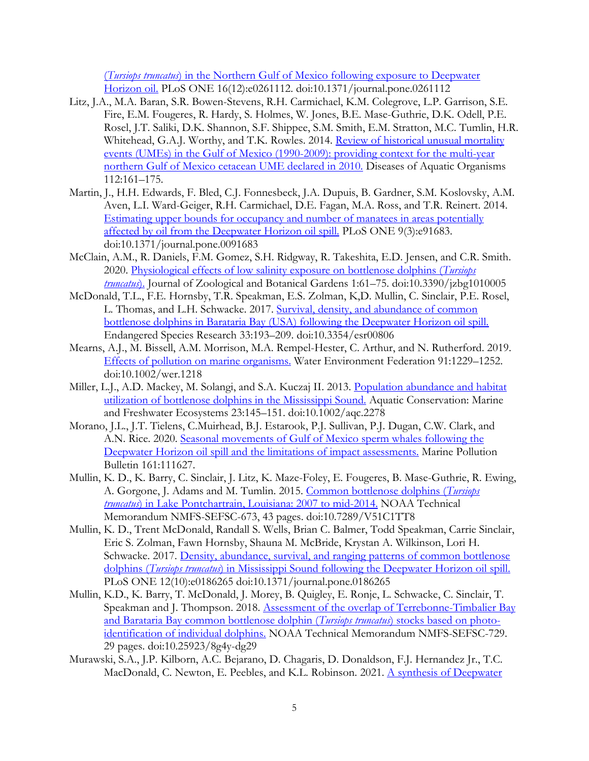(*Tursiops truncatus*) in the Northern Gulf of Mexico following exposure to Deepwater Horizon oil. PLoS ONE 16(12):e0261112. doi:10.1371/journal.pone.0261112

Litz, J.A., M.A. Baran, S.R. Bowen-Stevens, R.H. Carmichael, K.M. Colegrove, L.P. Garrison, S.E. Fire, E.M. Fougeres, R. Hardy, S. Holmes, W. Jones, B.E. Mase-Guthrie, D.K. Odell, P.E. Rosel, J.T. Saliki, D.K. Shannon, S.F. Shippee, S.M. Smith, E.M. Stratton, M.C. Tumlin, H.R. Whitehead, G.A.J. Worthy, and T.K. Rowles. 2014. Review of historical unusual mortality events (UMEs) in the Gulf of Mexico (1990-2009): providing context for the multi-year northern Gulf of Mexico cetacean UME declared in 2010. Diseases of Aquatic Organisms 112:161–175.

Martin, J., H.H. Edwards, F. Bled, C.J. Fonnesbeck, J.A. Dupuis, B. Gardner, S.M. Koslovsky, A.M. Aven, L.I. Ward-Geiger, R.H. Carmichael, D.E. Fagan, M.A. Ross, and T.R. Reinert. 2014. Estimating upper bounds for occupancy and number of manatees in areas potentially affected by oil from the Deepwater Horizon oil spill. PLoS ONE 9(3):e91683. doi:10.1371/journal.pone.0091683

McClain, A.M., R. Daniels, F.M. Gomez, S.H. Ridgway, R. Takeshita, E.D. Jensen, and C.R. Smith. 2020. Physiological effects of low salinity exposure on bottlenose dolphins (*Tursiops truncatus*). Journal of Zoological and Botanical Gardens 1:61–75. doi:10.3390/jzbg1010005

McDonald, T.L., F.E. Hornsby, T.R. Speakman, E.S. Zolman, K,D. Mullin, C. Sinclair, P.E. Rosel, L. Thomas, and L.H. Schwacke. 2017. Survival, density, and abundance of common bottlenose dolphins in Barataria Bay (USA) following the Deepwater Horizon oil spill. Endangered Species Research 33:193–209. doi:10.3354/esr00806

Mearns, A.J., M. Bissell, A.M. Morrison, M.A. Rempel-Hester, C. Arthur, and N. Rutherford. 2019. Effects of pollution on marine organisms. Water Environment Federation 91:1229–1252. doi:10.1002/wer.1218

Miller, L.J., A.D. Mackey, M. Solangi, and S.A. Kuczaj II. 2013. Population abundance and habitat utilization of bottlenose dolphins in the Mississippi Sound. Aquatic Conservation: Marine and Freshwater Ecosystems 23:145–151. doi:10.1002/aqc.2278

Morano, J.L., J.T. Tielens, C.Muirhead, B.J. Estarook, P.J. Sullivan, P.J. Dugan, C.W. Clark, and A.N. Rice. 2020. Seasonal movements of Gulf of Mexico sperm whales following the Deepwater Horizon oil spill and the limitations of impact assessments. Marine Pollution Bulletin 161:111627.

Mullin, K. D., K. Barry, C. Sinclair, J. Litz, K. Maze-Foley, E. Fougeres, B. Mase-Guthrie, R. Ewing, A. Gorgone, J. Adams and M. Tumlin. 2015. Common bottlenose dolphins (*Tursiops truncatus*) in Lake Pontchartrain, Louisiana: 2007 to mid-2014. NOAA Technical Memorandum NMFS-SEFSC-673, 43 pages. doi:10.7289/V51C1TT8

Mullin, K. D., Trent McDonald, Randall S. Wells, Brian C. Balmer, Todd Speakman, Carrie Sinclair, Eric S. Zolman, Fawn Hornsby, Shauna M. McBride, Krystan A. Wilkinson, Lori H. Schwacke. 2017. Density, abundance, survival, and ranging patterns of common bottlenose dolphins (*Tursiops truncatus*) in Mississippi Sound following the Deepwater Horizon oil spill. PLoS ONE 12(10):e0186265 doi:10.1371/journal.pone.0186265

Mullin, K.D., K. Barry, T. McDonald, J. Morey, B. Quigley, E. Ronje, L. Schwacke, C. Sinclair, T. Speakman and J. Thompson. 2018. Assessment of the overlap of Terrebonne-Timbalier Bay and Barataria Bay common bottlenose dolphin (*Tursiops truncatus*) stocks based on photo-identification of individual dolphins. NOAA Technical Memorandum NMFS-SEFSC-729. 29 pages. doi:10.25923/8g4y-dg29

Murawski, S.A., J.P. Kilborn, A.C. Bejarano, D. Chagaris, D. Donaldson, F.J. Hernandez Jr., T.C. MacDonald, C. Newton, E. Peebles, and K.L. Robinson. 2021. A synthesis of Deepwater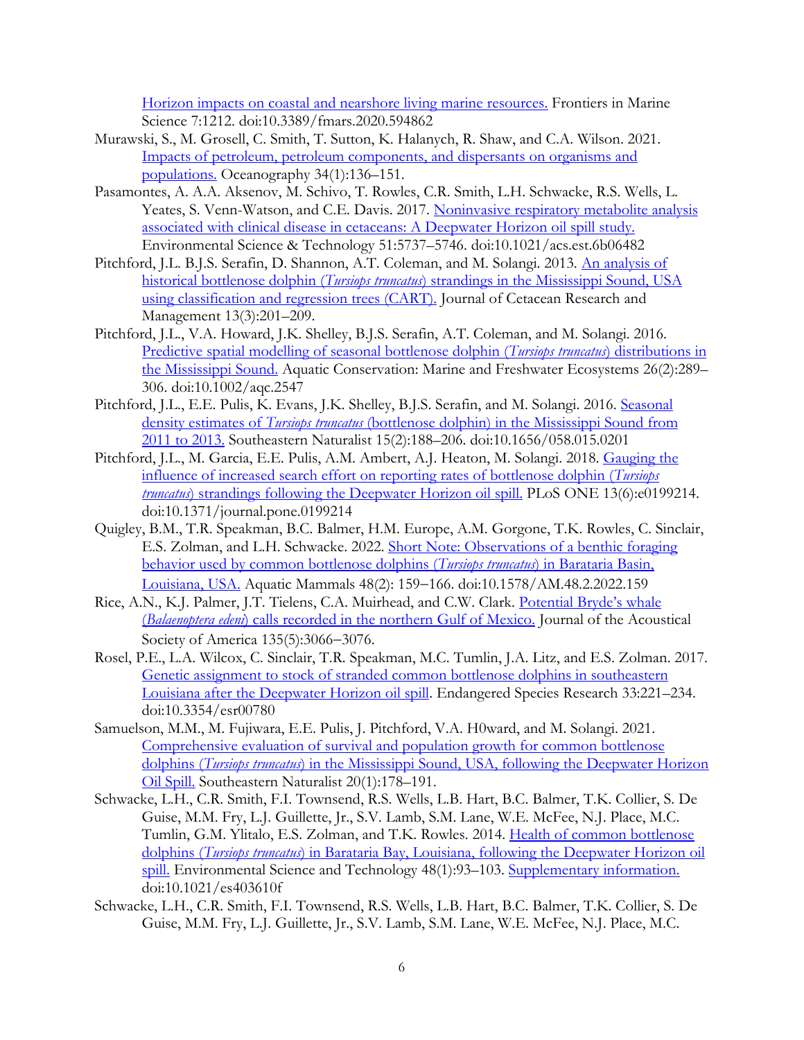Horizon impacts on coastal and nearshore living marine resources. Frontiers in Marine Science 7:1212. doi:10.3389/fmars.2020.594862

Murawski, S., M. Grosell, C. Smith, T. Sutton, K. Halanych, R. Shaw, and C.A. Wilson. 2021. Impacts of petroleum, petroleum components, and dispersants on organisms and populations. Oceanography 34(1):136–151.

Pasamontes, A. A.A. Aksenov, M. Schivo, T. Rowles, C.R. Smith, L.H. Schwacke, R.S. Wells, L. Yeates, S. Venn-Watson, and C.E. Davis. 2017. Noninvasive respiratory metabolite analysis associated with clinical disease in cetaceans: A Deepwater Horizon oil spill study. Environmental Science & Technology 51:5737–5746. doi:10.1021/acs.est.6b06482

Pitchford, J.L. B.J.S. Serafin, D. Shannon, A.T. Coleman, and M. Solangi. 2013. An analysis of historical bottlenose dolphin (*Tursiops truncatus*) strandings in the Mississippi Sound, USA using classification and regression trees (CART). Journal of Cetacean Research and Management 13(3):201–209.

Pitchford, J.L., V.A. Howard, J.K. Shelley, B.J.S. Serafin, A.T. Coleman, and M. Solangi. 2016. Predictive spatial modelling of seasonal bottlenose dolphin (*Tursiops truncatus*) distributions in the Mississippi Sound. Aquatic Conservation: Marine and Freshwater Ecosystems 26(2):289–306. doi:10.1002/aqc.2547

Pitchford, J.L., E.E. Pulis, K. Evans, J.K. Shelley, B.J.S. Serafin, and M. Solangi. 2016. Seasonal density estimates of *Tursiops truncatus* (bottlenose dolphin) in the Mississippi Sound from 2011 to 2013. Southeastern Naturalist 15(2):188–206. doi:10.1656/058.015.0201

Pitchford, J.L., M. Garcia, E.E. Pulis, A.M. Ambert, A.J. Heaton, M. Solangi. 2018. Gauging the influence of increased search effort on reporting rates of bottlenose dolphin (*Tursiops truncatus*) strandings following the Deepwater Horizon oil spill. PLoS ONE 13(6):e0199214. doi:10.1371/journal.pone.0199214

Quigley, B.M., T.R. Speakman, B.C. Balmer, H.M. Europe, A.M. Gorgone, T.K. Rowles, C. Sinclair, E.S. Zolman, and L.H. Schwacke. 2022. Short Note: Observations of a benthic foraging behavior used by common bottlenose dolphins (*Tursiops truncatus*) in Barataria Basin, Louisiana, USA. Aquatic Mammals 48(2): 159–166. doi:10.1578/AM.48.2.2022.159

Rice, A.N., K.J. Palmer, J.T. Tielens, C.A. Muirhead, and C.W. Clark. Potential Bryde's whale (*Balaenoptera edeni*) calls recorded in the northern Gulf of Mexico. Journal of the Acoustical Society of America 135(5):3066–3076.

Rosel, P.E., L.A. Wilcox, C. Sinclair, T.R. Speakman, M.C. Tumlin, J.A. Litz, and E.S. Zolman. 2017. Genetic assignment to stock of stranded common bottlenose dolphins in southeastern Louisiana after the Deepwater Horizon oil spill. Endangered Species Research 33:221–234. doi:10.3354/esr00780

Samuelson, M.M., M. Fujiwara, E.E. Pulis, J. Pitchford, V.A. H0ward, and M. Solangi. 2021. Comprehensive evaluation of survival and population growth for common bottlenose dolphins (*Tursiops truncatus*) in the Mississippi Sound, USA, following the Deepwater Horizon Oil Spill. Southeastern Naturalist 20(1):178–191.

Schwacke, L.H., C.R. Smith, F.I. Townsend, R.S. Wells, L.B. Hart, B.C. Balmer, T.K. Collier, S. De Guise, M.M. Fry, L.J. Guillette, Jr., S.V. Lamb, S.M. Lane, W.E. McFee, N.J. Place, M.C. Tumlin, G.M. Ylitalo, E.S. Zolman, and T.K. Rowles. 2014. Health of common bottlenose dolphins (*Tursiops truncatus*) in Barataria Bay, Louisiana, following the Deepwater Horizon oil spill. Environmental Science and Technology 48(1):93–103. Supplementary information. doi:10.1021/es403610f

Schwacke, L.H., C.R. Smith, F.I. Townsend, R.S. Wells, L.B. Hart, B.C. Balmer, T.K. Collier, S. De Guise, M.M. Fry, L.J. Guillette, Jr., S.V. Lamb, S.M. Lane, W.E. McFee, N.J. Place, M.C.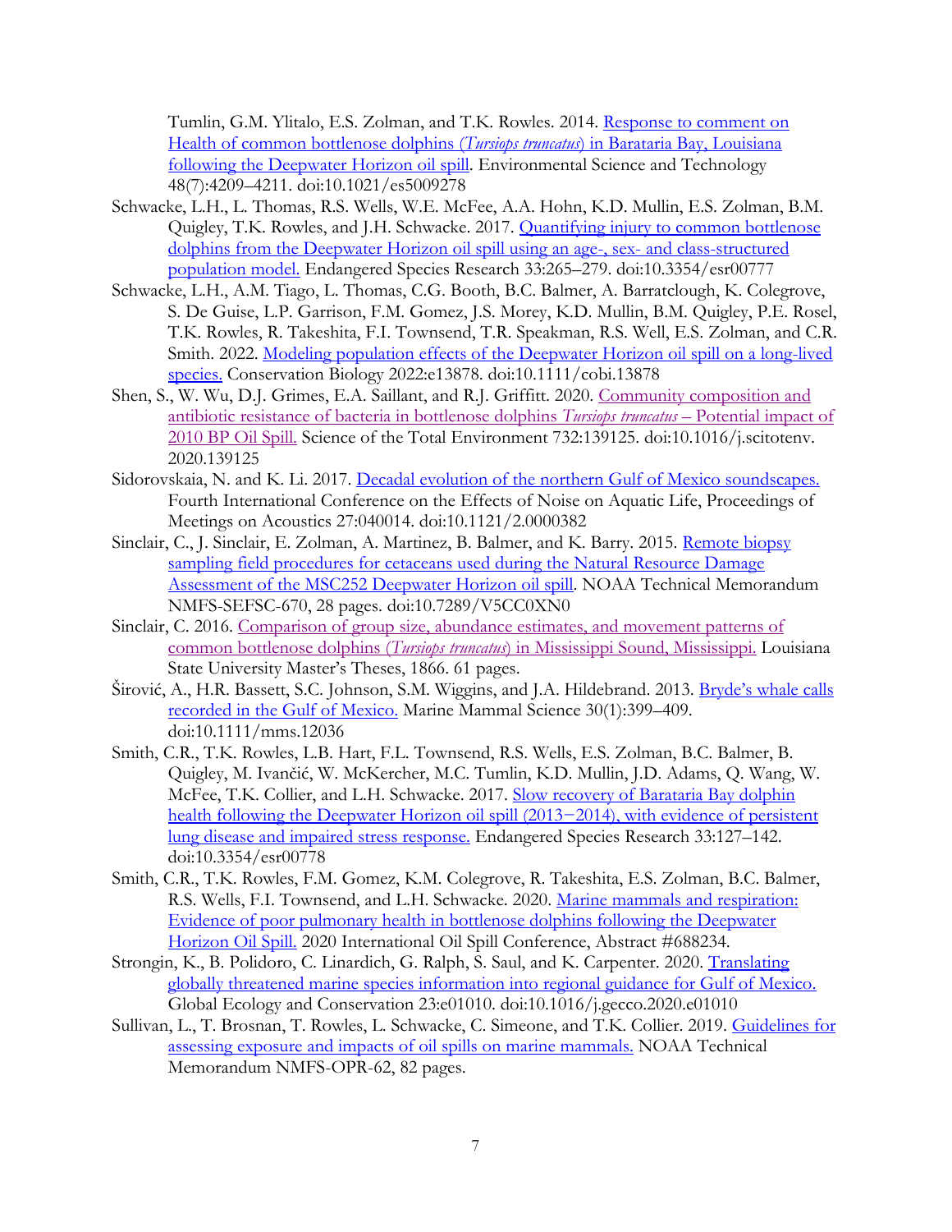Tumlin, G.M. Ylitalo, E.S. Zolman, and T.K. Rowles. 2014. Response to comment on Health of common bottlenose dolphins (*Tursiops truncatus*) in Barataria Bay, Louisiana following the Deepwater Horizon oil spill. Environmental Science and Technology 48(7):4209–4211. doi:10.1021/es5009278

Schwacke, L.H., L. Thomas, R.S. Wells, W.E. McFee, A.A. Hohn, K.D. Mullin, E.S. Zolman, B.M. Quigley, T.K. Rowles, and J.H. Schwacke. 2017. Quantifying injury to common bottlenose dolphins from the Deepwater Horizon oil spill using an age-, sex- and class-structured population model. Endangered Species Research 33:265–279. doi:10.3354/esr00777

Schwacke, L.H., A.M. Tiago, L. Thomas, C.G. Booth, B.C. Balmer, A. Barratclough, K. Colegrove, S. De Guise, L.P. Garrison, F.M. Gomez, J.S. Morey, K.D. Mullin, B.M. Quigley, P.E. Rosel, T.K. Rowles, R. Takeshita, F.I. Townsend, T.R. Speakman, R.S. Well, E.S. Zolman, and C.R. Smith. 2022. Modeling population effects of the Deepwater Horizon oil spill on a long-lived species. Conservation Biology 2022:e13878. doi:10.1111/cobi.13878

Shen, S., W. Wu, D.J. Grimes, E.A. Saillant, and R.J. Griffitt. 2020. Community composition and antibiotic resistance of bacteria in bottlenose dolphins *Tursiops truncatus* – Potential impact of 2010 BP Oil Spill. Science of the Total Environment 732:139125. doi:10.1016/j.scitotenv.2020.139125

Sidorovskaia, N. and K. Li. 2017. Decadal evolution of the northern Gulf of Mexico soundscapes. Fourth International Conference on the Effects of Noise on Aquatic Life, Proceedings of Meetings on Acoustics 27:040014. doi:10.1121/2.0000382

Sinclair, C., J. Sinclair, E. Zolman, A. Martinez, B. Balmer, and K. Barry. 2015. Remote biopsy sampling field procedures for cetaceans used during the Natural Resource Damage Assessment of the MSC252 Deepwater Horizon oil spill. NOAA Technical Memorandum NMFS-SEFSC-670, 28 pages. doi:10.7289/V5CC0XN0

Sinclair, C. 2016. Comparison of group size, abundance estimates, and movement patterns of common bottlenose dolphins (*Tursiops truncatus*) in Mississippi Sound, Mississippi. Louisiana State University Master's Theses, 1866. 61 pages.

Širović, A., H.R. Bassett, S.C. Johnson, S.M. Wiggins, and J.A. Hildebrand. 2013. Bryde's whale calls recorded in the Gulf of Mexico. Marine Mammal Science 30(1):399–409. doi:10.1111/mms.12036

Smith, C.R., T.K. Rowles, L.B. Hart, F.L. Townsend, R.S. Wells, E.S. Zolman, B.C. Balmer, B. Quigley, M. Ivančić, W. McKercher, M.C. Tumlin, K.D. Mullin, J.D. Adams, Q. Wang, W. McFee, T.K. Collier, and L.H. Schwacke. 2017. Slow recovery of Barataria Bay dolphin health following the Deepwater Horizon oil spill (2013−2014), with evidence of persistent lung disease and impaired stress response. Endangered Species Research 33:127–142. doi:10.3354/esr00778

Smith, C.R., T.K. Rowles, F.M. Gomez, K.M. Colegrove, R. Takeshita, E.S. Zolman, B.C. Balmer, R.S. Wells, F.I. Townsend, and L.H. Schwacke. 2020. Marine mammals and respiration: Evidence of poor pulmonary health in bottlenose dolphins following the Deepwater Horizon Oil Spill. 2020 International Oil Spill Conference, Abstract #688234.

Strongin, K., B. Polidoro, C. Linardich, G. Ralph, S. Saul, and K. Carpenter. 2020. Translating globally threatened marine species information into regional guidance for Gulf of Mexico. Global Ecology and Conservation 23:e01010. doi:10.1016/j.gecco.2020.e01010

Sullivan, L., T. Brosnan, T. Rowles, L. Schwacke, C. Simeone, and T.K. Collier. 2019. Guidelines for assessing exposure and impacts of oil spills on marine mammals. NOAA Technical Memorandum NMFS-OPR-62, 82 pages.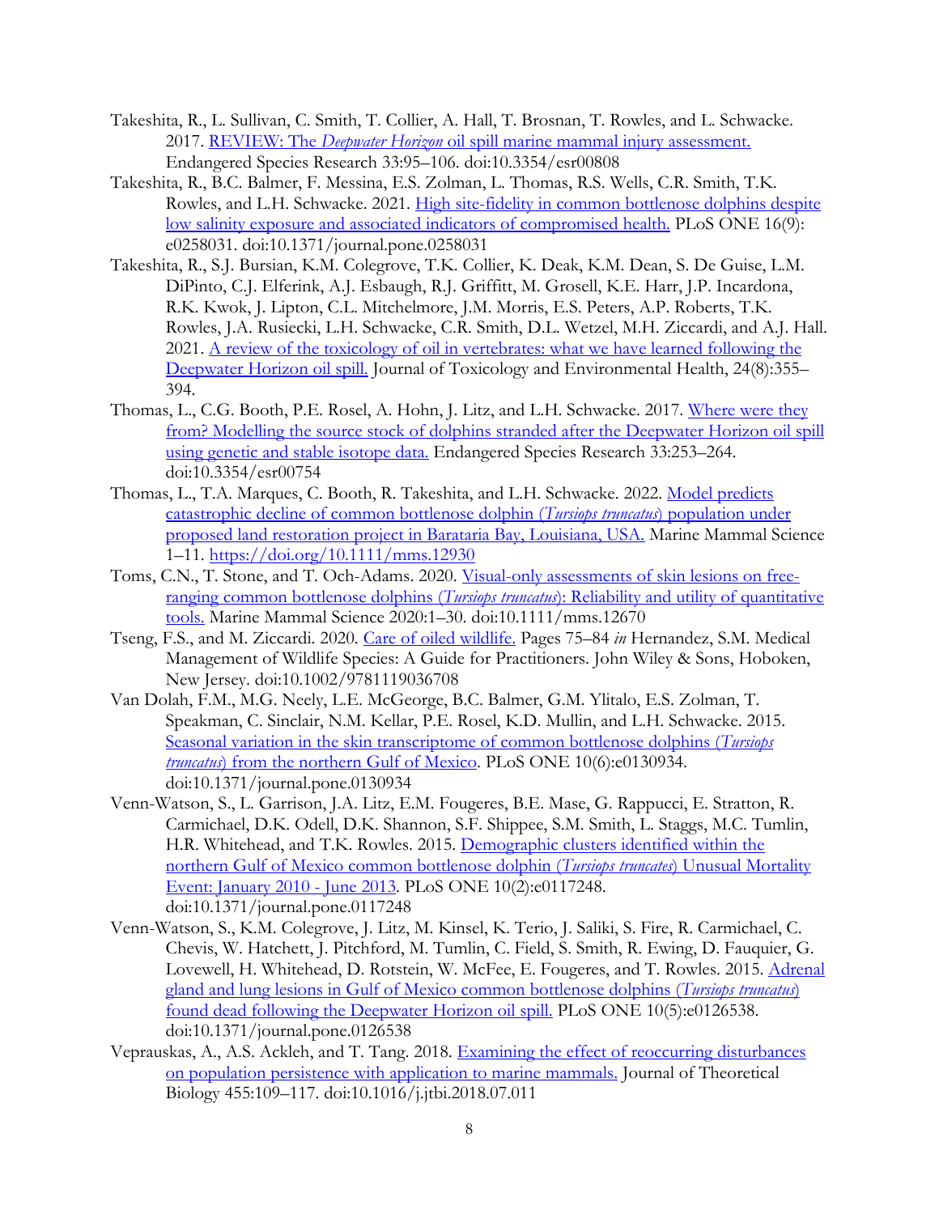Takeshita, R., L. Sullivan, C. Smith, T. Collier, A. Hall, T. Brosnan, T. Rowles, and L. Schwacke. 2017. REVIEW: The *Deepwater Horizon* oil spill marine mammal injury assessment. Endangered Species Research 33:95–106. doi:10.3354/esr00808

Takeshita, R., B.C. Balmer, F. Messina, E.S. Zolman, L. Thomas, R.S. Wells, C.R. Smith, T.K. Rowles, and L.H. Schwacke. 2021. High site-fidelity in common bottlenose dolphins despite low salinity exposure and associated indicators of compromised health. PLoS ONE 16(9): e0258031. doi:10.1371/journal.pone.0258031

Takeshita, R., S.J. Bursian, K.M. Colegrove, T.K. Collier, K. Deak, K.M. Dean, S. De Guise, L.M. DiPinto, C.J. Elferink, A.J. Esbaugh, R.J. Griffitt, M. Grosell, K.E. Harr, J.P. Incardona, R.K. Kwok, J. Lipton, C.L. Mitchelmore, J.M. Morris, E.S. Peters, A.P. Roberts, T.K. Rowles, J.A. Rusiecki, L.H. Schwacke, C.R. Smith, D.L. Wetzel, M.H. Ziccardi, and A.J. Hall. 2021. A review of the toxicology of oil in vertebrates: what we have learned following the Deepwater Horizon oil spill. Journal of Toxicology and Environmental Health, 24(8):355–394.

Thomas, L., C.G. Booth, P.E. Rosel, A. Hohn, J. Litz, and L.H. Schwacke. 2017. Where were they from? Modelling the source stock of dolphins stranded after the Deepwater Horizon oil spill using genetic and stable isotope data. Endangered Species Research 33:253–264. doi:10.3354/esr00754

Thomas, L., T.A. Marques, C. Booth, R. Takeshita, and L.H. Schwacke. 2022. Model predicts catastrophic decline of common bottlenose dolphin (*Tursiops truncatus*) population under proposed land restoration project in Barataria Bay, Louisiana, USA. Marine Mammal Science 1–11. https://doi.org/10.1111/mms.12930

Toms, C.N., T. Stone, and T. Och-Adams. 2020. Visual-only assessments of skin lesions on free-ranging common bottlenose dolphins (*Tursiops truncatus*): Reliability and utility of quantitative tools. Marine Mammal Science 2020:1–30. doi:10.1111/mms.12670

Tseng, F.S., and M. Ziccardi. 2020. Care of oiled wildlife. Pages 75–84 *in* Hernandez, S.M. Medical Management of Wildlife Species: A Guide for Practitioners. John Wiley & Sons, Hoboken, New Jersey. doi:10.1002/9781119036708

Van Dolah, F.M., M.G. Neely, L.E. McGeorge, B.C. Balmer, G.M. Ylitalo, E.S. Zolman, T. Speakman, C. Sinclair, N.M. Kellar, P.E. Rosel, K.D. Mullin, and L.H. Schwacke. 2015. Seasonal variation in the skin transcriptome of common bottlenose dolphins (*Tursiops truncatus*) from the northern Gulf of Mexico. PLoS ONE 10(6):e0130934. doi:10.1371/journal.pone.0130934

Venn-Watson, S., L. Garrison, J.A. Litz, E.M. Fougeres, B.E. Mase, G. Rappucci, E. Stratton, R. Carmichael, D.K. Odell, D.K. Shannon, S.F. Shippee, S.M. Smith, L. Staggs, M.C. Tumlin, H.R. Whitehead, and T.K. Rowles. 2015. Demographic clusters identified within the northern Gulf of Mexico common bottlenose dolphin (*Tursiops truncates*) Unusual Mortality Event: January 2010 - June 2013. PLoS ONE 10(2):e0117248. doi:10.1371/journal.pone.0117248

Venn-Watson, S., K.M. Colegrove, J. Litz, M. Kinsel, K. Terio, J. Saliki, S. Fire, R. Carmichael, C. Chevis, W. Hatchett, J. Pitchford, M. Tumlin, C. Field, S. Smith, R. Ewing, D. Fauquier, G. Lovewell, H. Whitehead, D. Rotstein, W. McFee, E. Fougeres, and T. Rowles. 2015. Adrenal gland and lung lesions in Gulf of Mexico common bottlenose dolphins (*Tursiops truncatus*) found dead following the Deepwater Horizon oil spill. PLoS ONE 10(5):e0126538. doi:10.1371/journal.pone.0126538

Veprauskas, A., A.S. Ackleh, and T. Tang. 2018. Examining the effect of reoccurring disturbances on population persistence with application to marine mammals. Journal of Theoretical Biology 455:109–117. doi:10.1016/j.jtbi.2018.07.011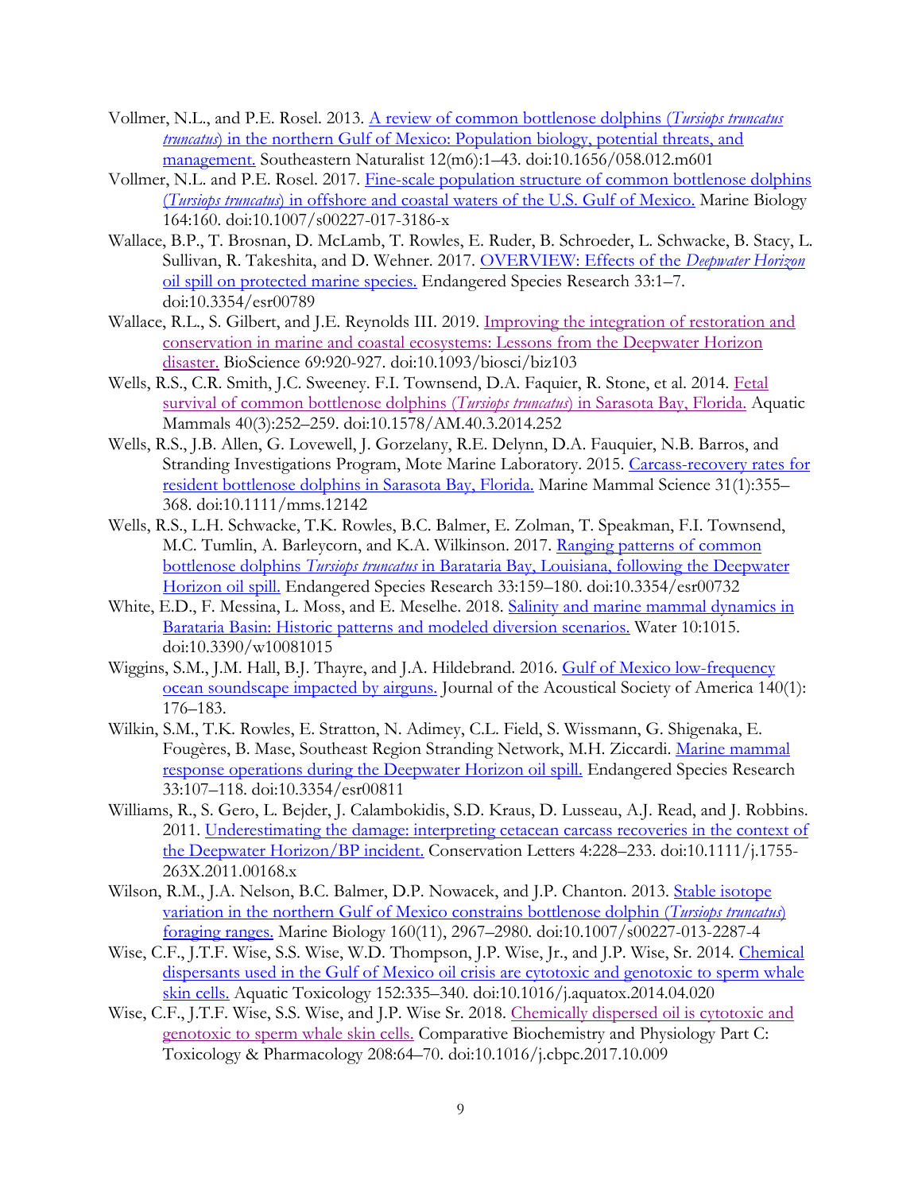Vollmer, N.L., and P.E. Rosel. 2013. A review of common bottlenose dolphins (*Tursiops truncatus truncatus*) in the northern Gulf of Mexico: Population biology, potential threats, and management. Southeastern Naturalist 12(m6):1–43. doi:10.1656/058.012.m601

Vollmer, N.L. and P.E. Rosel. 2017. Fine-scale population structure of common bottlenose dolphins (*Tursiops truncatus*) in offshore and coastal waters of the U.S. Gulf of Mexico. Marine Biology 164:160. doi:10.1007/s00227-017-3186-x

Wallace, B.P., T. Brosnan, D. McLamb, T. Rowles, E. Ruder, B. Schroeder, L. Schwacke, B. Stacy, L. Sullivan, R. Takeshita, and D. Wehner. 2017. OVERVIEW: Effects of the *Deepwater Horizon* oil spill on protected marine species. Endangered Species Research 33:1–7. doi:10.3354/esr00789

Wallace, R.L., S. Gilbert, and J.E. Reynolds III. 2019. Improving the integration of restoration and conservation in marine and coastal ecosystems: Lessons from the Deepwater Horizon disaster. BioScience 69:920-927. doi:10.1093/biosci/biz103

Wells, R.S., C.R. Smith, J.C. Sweeney. F.I. Townsend, D.A. Faquier, R. Stone, et al. 2014. Fetal survival of common bottlenose dolphins (*Tursiops truncatus*) in Sarasota Bay, Florida. Aquatic Mammals 40(3):252–259. doi:10.1578/AM.40.3.2014.252

Wells, R.S., J.B. Allen, G. Lovewell, J. Gorzelany, R.E. Delynn, D.A. Fauquier, N.B. Barros, and Stranding Investigations Program, Mote Marine Laboratory. 2015. Carcass-recovery rates for resident bottlenose dolphins in Sarasota Bay, Florida. Marine Mammal Science 31(1):355–368. doi:10.1111/mms.12142

Wells, R.S., L.H. Schwacke, T.K. Rowles, B.C. Balmer, E. Zolman, T. Speakman, F.I. Townsend, M.C. Tumlin, A. Barleycorn, and K.A. Wilkinson. 2017. Ranging patterns of common bottlenose dolphins *Tursiops truncatus* in Barataria Bay, Louisiana, following the Deepwater Horizon oil spill. Endangered Species Research 33:159–180. doi:10.3354/esr00732

White, E.D., F. Messina, L. Moss, and E. Meselhe. 2018. Salinity and marine mammal dynamics in Barataria Basin: Historic patterns and modeled diversion scenarios. Water 10:1015. doi:10.3390/w10081015

Wiggins, S.M., J.M. Hall, B.J. Thayre, and J.A. Hildebrand. 2016. Gulf of Mexico low-frequency ocean soundscape impacted by airguns. Journal of the Acoustical Society of America 140(1): 176–183.

Wilkin, S.M., T.K. Rowles, E. Stratton, N. Adimey, C.L. Field, S. Wissmann, G. Shigenaka, E. Fougères, B. Mase, Southeast Region Stranding Network, M.H. Ziccardi. Marine mammal response operations during the Deepwater Horizon oil spill. Endangered Species Research 33:107–118. doi:10.3354/esr00811

Williams, R., S. Gero, L. Bejder, J. Calambokidis, S.D. Kraus, D. Lusseau, A.J. Read, and J. Robbins. 2011. Underestimating the damage: interpreting cetacean carcass recoveries in the context of the Deepwater Horizon/BP incident. Conservation Letters 4:228–233. doi:10.1111/j.1755-263X.2011.00168.x

Wilson, R.M., J.A. Nelson, B.C. Balmer, D.P. Nowacek, and J.P. Chanton. 2013. Stable isotope variation in the northern Gulf of Mexico constrains bottlenose dolphin (*Tursiops truncatus*) foraging ranges. Marine Biology 160(11), 2967–2980. doi:10.1007/s00227-013-2287-4

Wise, C.F., J.T.F. Wise, S.S. Wise, W.D. Thompson, J.P. Wise, Jr., and J.P. Wise, Sr. 2014. Chemical dispersants used in the Gulf of Mexico oil crisis are cytotoxic and genotoxic to sperm whale skin cells. Aquatic Toxicology 152:335–340. doi:10.1016/j.aquatox.2014.04.020

Wise, C.F., J.T.F. Wise, S.S. Wise, and J.P. Wise Sr. 2018. Chemically dispersed oil is cytotoxic and genotoxic to sperm whale skin cells. Comparative Biochemistry and Physiology Part C: Toxicology & Pharmacology 208:64–70. doi:10.1016/j.cbpc.2017.10.009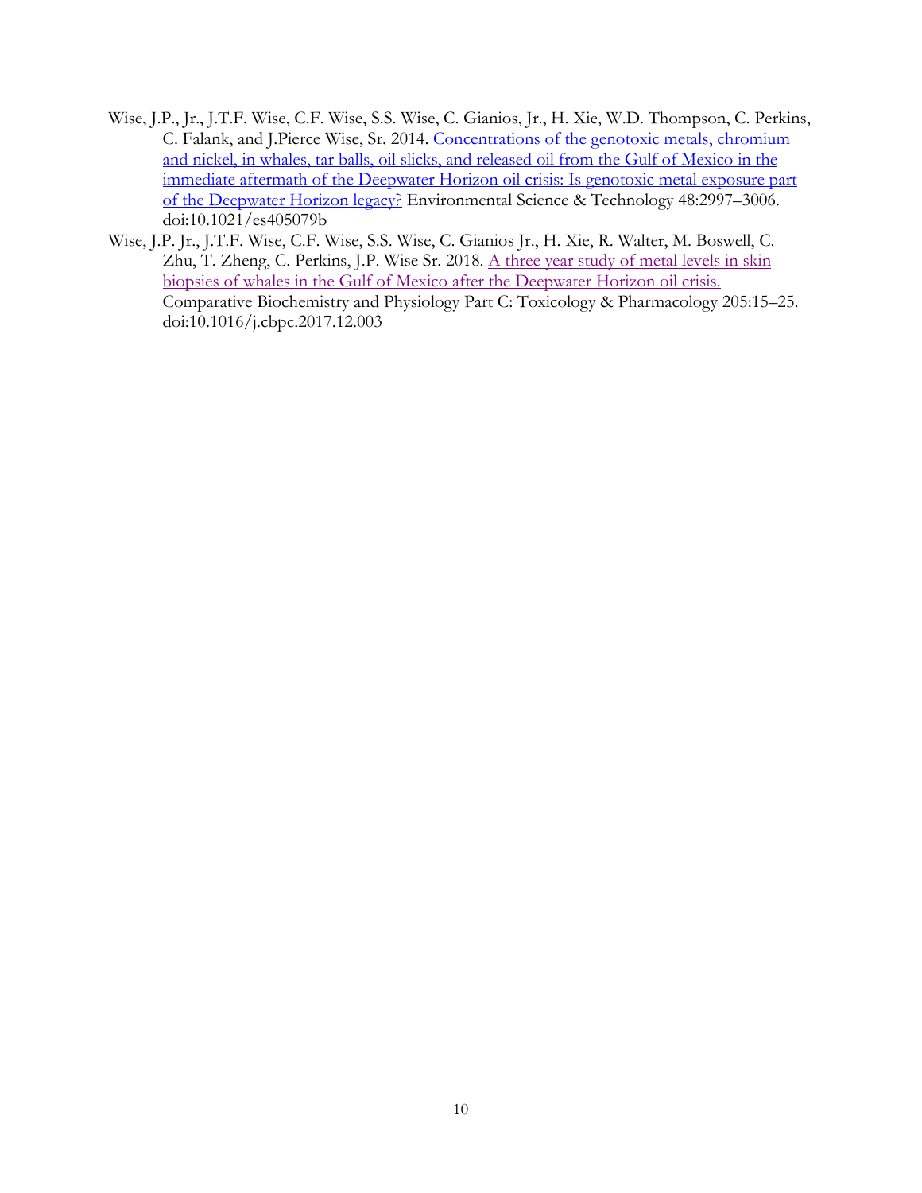Wise, J.P., Jr., J.T.F. Wise, C.F. Wise, S.S. Wise, C. Gianios, Jr., H. Xie, W.D. Thompson, C. Perkins, C. Falank, and J.Pierce Wise, Sr. 2014. Concentrations of the genotoxic metals, chromium and nickel, in whales, tar balls, oil slicks, and released oil from the Gulf of Mexico in the immediate aftermath of the Deepwater Horizon oil crisis: Is genotoxic metal exposure part of the Deepwater Horizon legacy? Environmental Science & Technology 48:2997–3006. doi:10.1021/es405079b

Wise, J.P. Jr., J.T.F. Wise, C.F. Wise, S.S. Wise, C. Gianios Jr., H. Xie, R. Walter, M. Boswell, C. Zhu, T. Zheng, C. Perkins, J.P. Wise Sr. 2018. A three year study of metal levels in skin biopsies of whales in the Gulf of Mexico after the Deepwater Horizon oil crisis. Comparative Biochemistry and Physiology Part C: Toxicology & Pharmacology 205:15–25. doi:10.1016/j.cbpc.2017.12.003